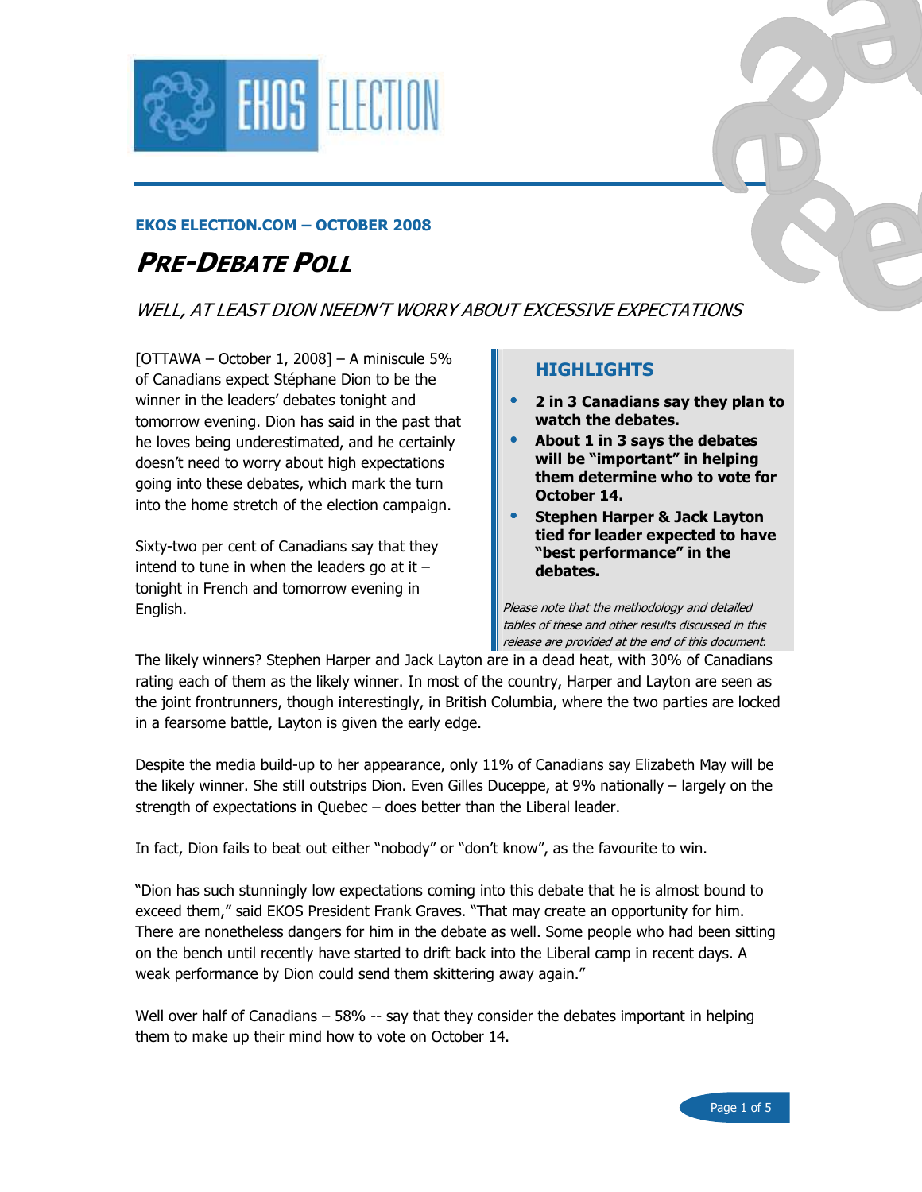**EKOS ELECTION.COM – OCTOBER 2008**

# *PRE-DEBATE POLL*

## *WELL, AT LEAST DION NEEDN'T WORRY ABOUT EXCESSIVE EXPECTATIONS*

[OTTAWA – October 1, 2008] – A miniscule 5% of Canadians expect Stéphane Dion to be the winner in the leaders' debates tonight and tomorrow evening. Dion has said in the past that he loves being underestimated, and he certainly doesn't need to worry about high expectations going into these debates, which mark the turn into the home stretch of the election campaign.

Sixty-two per cent of Canadians say that they intend to tune in when the leaders go at it – tonight in French and tomorrow evening in English.

### HIGHLIGHTS

- **2 in 3 Canadians say they plan to watch the debates.**
- **About 1 in 3 says the debates will be "important" in helping them determine who to vote for October 14.**
- **Stephen Harper & Jack Layton tied for leader expected to have "best performance" in the debates.**

*Please note that the methodology and detailed tables of these and other results discussed in this release are provided at the end of this document.*

The likely winners? Stephen Harper and Jack Layton are in a dead heat, with 30% of Canadians rating each of them as the likely winner. In most of the country, Harper and Layton are seen as the joint frontrunners, though interestingly, in British Columbia, where the two parties are locked in a fearsome battle, Layton is given the early edge.

Despite the media build-up to her appearance, only 11% of Canadians say Elizabeth May will be the likely winner. She still outstrips Dion. Even Gilles Duceppe, at 9% nationally – largely on the strength of expectations in Quebec – does better than the Liberal leader.

In fact, Dion fails to beat out either "nobody" or "don't know", as the favourite to win.

"Dion has such stunningly low expectations coming into this debate that he is almost bound to exceed them," said EKOS President Frank Graves. "That may create an opportunity for him. There are nonetheless dangers for him in the debate as well. Some people who had been sitting on the bench until recently have started to drift back into the Liberal camp in recent days. A weak performance by Dion could send them skittering away again."

Well over half of Canadians – 58% -- say that they consider the debates important in helping them to make up their mind how to vote on October 14.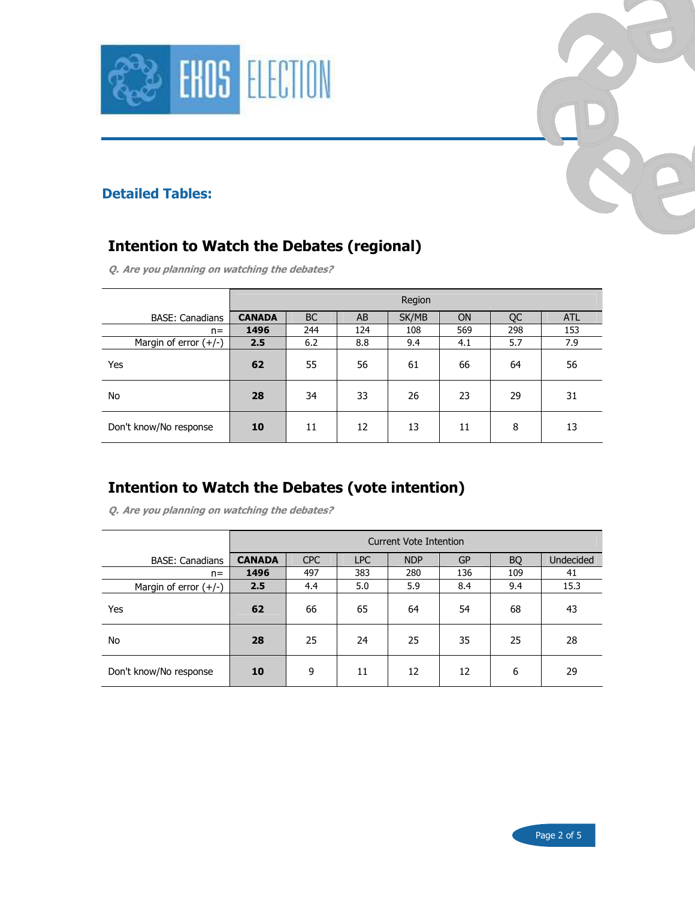## Detailed Tables:

### Intention to Watch the Debates (regional)

***Q. Are you planning on watching the debates?***

| | | Region | | | | | |
|---|---|---|---|---|---|---|---|
| BASE: Canadians | **CANADA** | BC | AB | SK/MB | ON | QC | ATL |
| n= | **1496** | 244 | 124 | 108 | 569 | 298 | 153 |
| Margin of error (+/-) | **2.5** | 6.2 | 8.8 | 9.4 | 4.1 | 5.7 | 7.9 |
| Yes | **62** | 55 | 56 | 61 | 66 | 64 | 56 |
| No | **28** | 34 | 33 | 26 | 23 | 29 | 31 |
| Don't know/No response | **10** | 11 | 12 | 13 | 11 | 8 | 13 |

### Intention to Watch the Debates (vote intention)

***Q. Are you planning on watching the debates?***

| | | Current Vote Intention | | | | | |
|---|---|---|---|---|---|---|---|
| BASE: Canadians | **CANADA** | CPC | LPC | NDP | GP | BQ | Undecided |
| n= | **1496** | 497 | 383 | 280 | 136 | 109 | 41 |
| Margin of error (+/-) | **2.5** | 4.4 | 5.0 | 5.9 | 8.4 | 9.4 | 15.3 |
| Yes | **62** | 66 | 65 | 64 | 54 | 68 | 43 |
| No | **28** | 25 | 24 | 25 | 35 | 25 | 28 |
| Don't know/No response | **10** | 9 | 11 | 12 | 12 | 6 | 29 |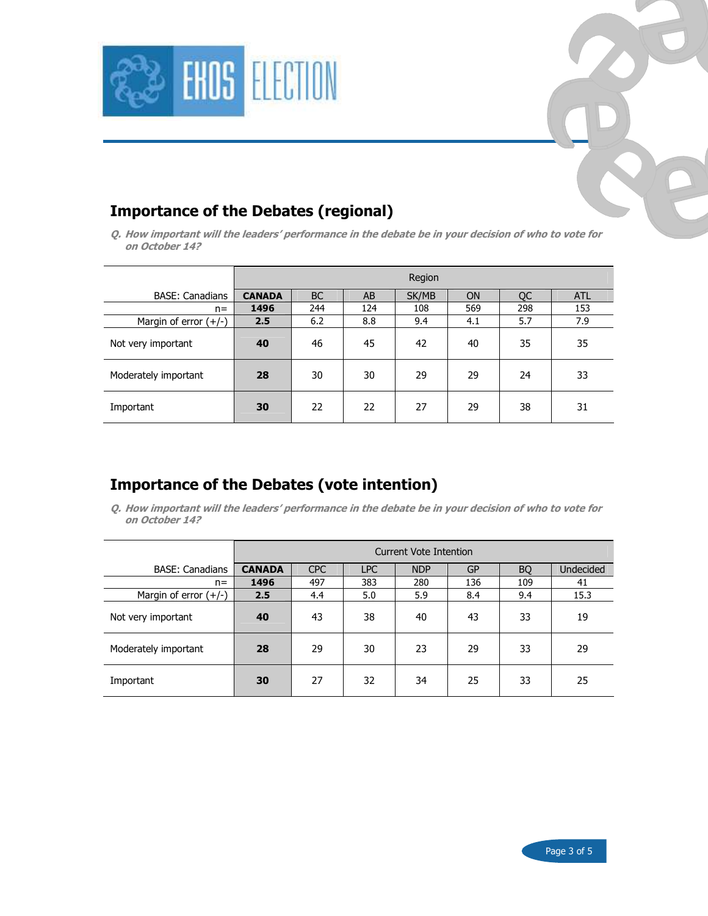## Importance of the Debates (regional)

***Q. How important will the leaders' performance in the debate be in your decision of who to vote for on October 14?***

| | Region | | | | | | |
|---|---|---|---|---|---|---|---|
| BASE: Canadians | **CANADA** | BC | AB | SK/MB | ON | QC | ATL |
| n= | **1496** | 244 | 124 | 108 | 569 | 298 | 153 |
| Margin of error (+/-) | **2.5** | 6.2 | 8.8 | 9.4 | 4.1 | 5.7 | 7.9 |
| Not very important | **40** | 46 | 45 | 42 | 40 | 35 | 35 |
| Moderately important | **28** | 30 | 30 | 29 | 29 | 24 | 33 |
| Important | **30** | 22 | 22 | 27 | 29 | 38 | 31 |

## Importance of the Debates (vote intention)

***Q. How important will the leaders' performance in the debate be in your decision of who to vote for on October 14?***

| | Current Vote Intention | | | | | | |
|---|---|---|---|---|---|---|---|
| BASE: Canadians | **CANADA** | CPC | LPC | NDP | GP | BQ | Undecided |
| n= | **1496** | 497 | 383 | 280 | 136 | 109 | 41 |
| Margin of error (+/-) | **2.5** | 4.4 | 5.0 | 5.9 | 8.4 | 9.4 | 15.3 |
| Not very important | **40** | 43 | 38 | 40 | 43 | 33 | 19 |
| Moderately important | **28** | 29 | 30 | 23 | 29 | 33 | 29 |
| Important | **30** | 27 | 32 | 34 | 25 | 33 | 25 |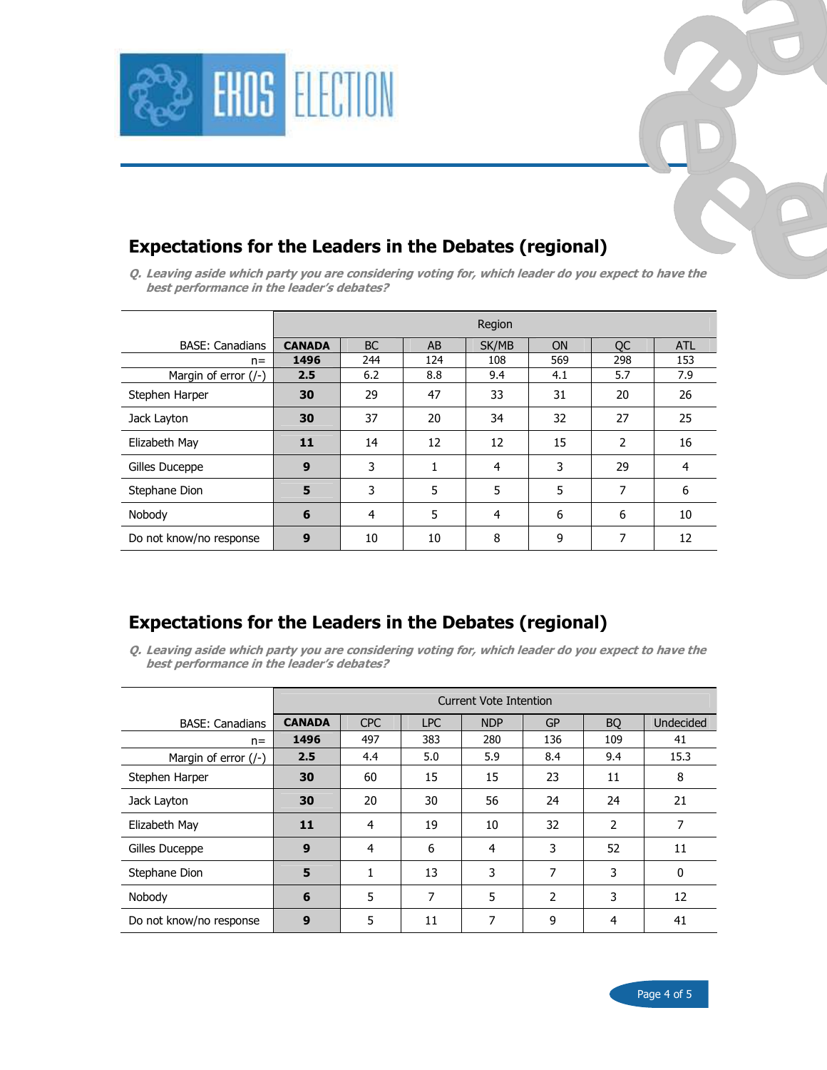## Expectations for the Leaders in the Debates (regional)

***Q. Leaving aside which party you are considering voting for, which leader do you expect to have the best performance in the leader's debates?***

| | | Region | | | | | |
|---|---|---|---|---|---|---|---|
| BASE: Canadians | **CANADA** | BC | AB | SK/MB | ON | QC | ATL |
| n= | **1496** | 244 | 124 | 108 | 569 | 298 | 153 |
| Margin of error (/-) | **2.5** | 6.2 | 8.8 | 9.4 | 4.1 | 5.7 | 7.9 |
| Stephen Harper | **30** | 29 | 47 | 33 | 31 | 20 | 26 |
| Jack Layton | **30** | 37 | 20 | 34 | 32 | 27 | 25 |
| Elizabeth May | **11** | 14 | 12 | 12 | 15 | 2 | 16 |
| Gilles Duceppe | **9** | 3 | 1 | 4 | 3 | 29 | 4 |
| Stephane Dion | **5** | 3 | 5 | 5 | 5 | 7 | 6 |
| Nobody | **6** | 4 | 5 | 4 | 6 | 6 | 10 |
| Do not know/no response | **9** | 10 | 10 | 8 | 9 | 7 | 12 |

## Expectations for the Leaders in the Debates (regional)

***Q. Leaving aside which party you are considering voting for, which leader do you expect to have the best performance in the leader's debates?***

| | | Current Vote Intention | | | | | |
|---|---|---|---|---|---|---|---|
| BASE: Canadians | **CANADA** | CPC | LPC | NDP | GP | BQ | Undecided |
| n= | **1496** | 497 | 383 | 280 | 136 | 109 | 41 |
| Margin of error (/-) | **2.5** | 4.4 | 5.0 | 5.9 | 8.4 | 9.4 | 15.3 |
| Stephen Harper | **30** | 60 | 15 | 15 | 23 | 11 | 8 |
| Jack Layton | **30** | 20 | 30 | 56 | 24 | 24 | 21 |
| Elizabeth May | **11** | 4 | 19 | 10 | 32 | 2 | 7 |
| Gilles Duceppe | **9** | 4 | 6 | 4 | 3 | 52 | 11 |
| Stephane Dion | **5** | 1 | 13 | 3 | 7 | 3 | 0 |
| Nobody | **6** | 5 | 7 | 5 | 2 | 3 | 12 |
| Do not know/no response | **9** | 5 | 11 | 7 | 9 | 4 | 41 |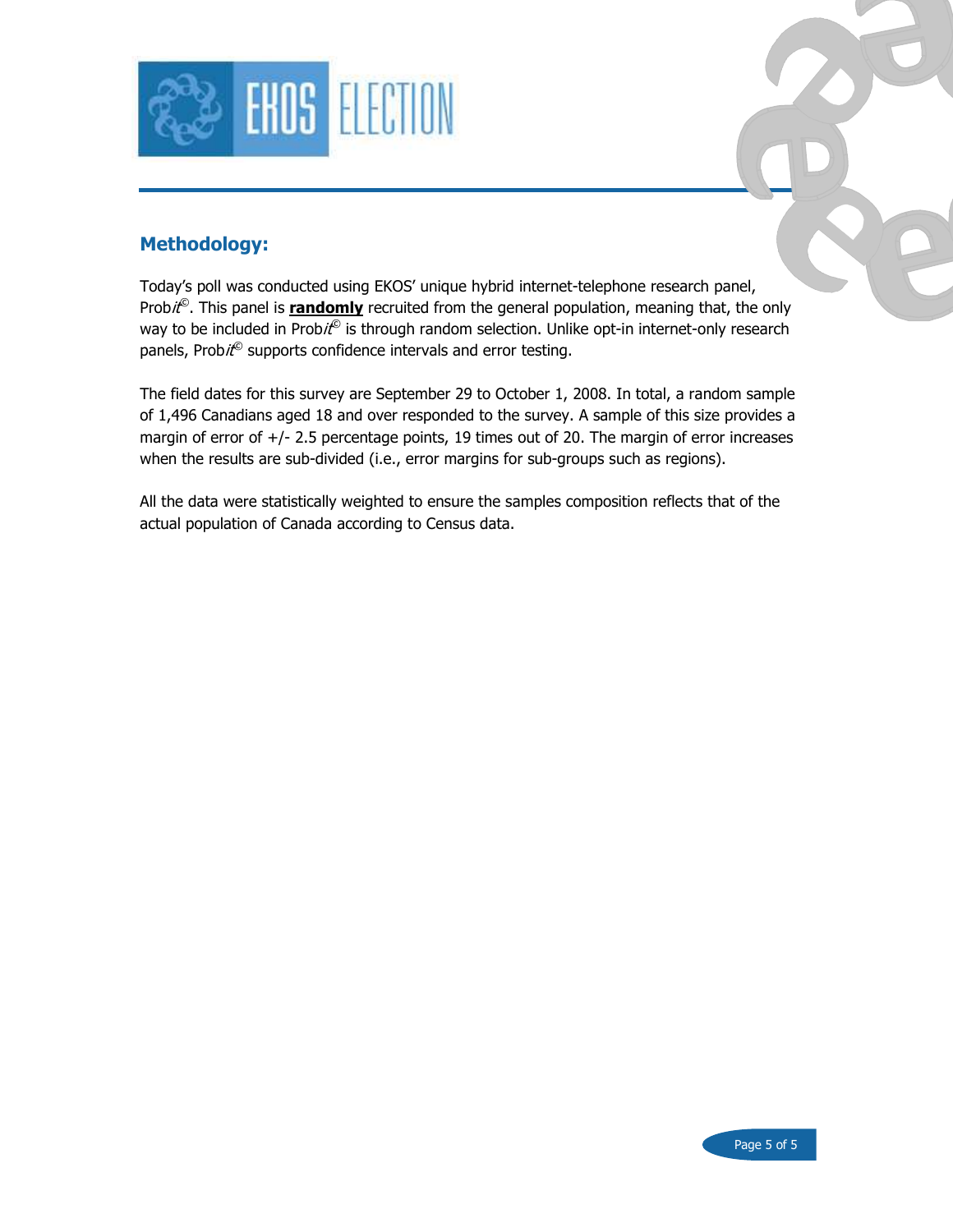## Methodology:

Today's poll was conducted using EKOS' unique hybrid internet-telephone research panel, Prob*it*©. This panel is **randomly** recruited from the general population, meaning that, the only way to be included in Prob*it*© is through random selection. Unlike opt-in internet-only research panels, Prob*it*© supports confidence intervals and error testing.

The field dates for this survey are September 29 to October 1, 2008. In total, a random sample of 1,496 Canadians aged 18 and over responded to the survey. A sample of this size provides a margin of error of +/- 2.5 percentage points, 19 times out of 20. The margin of error increases when the results are sub-divided (i.e., error margins for sub-groups such as regions).

All the data were statistically weighted to ensure the samples composition reflects that of the actual population of Canada according to Census data.